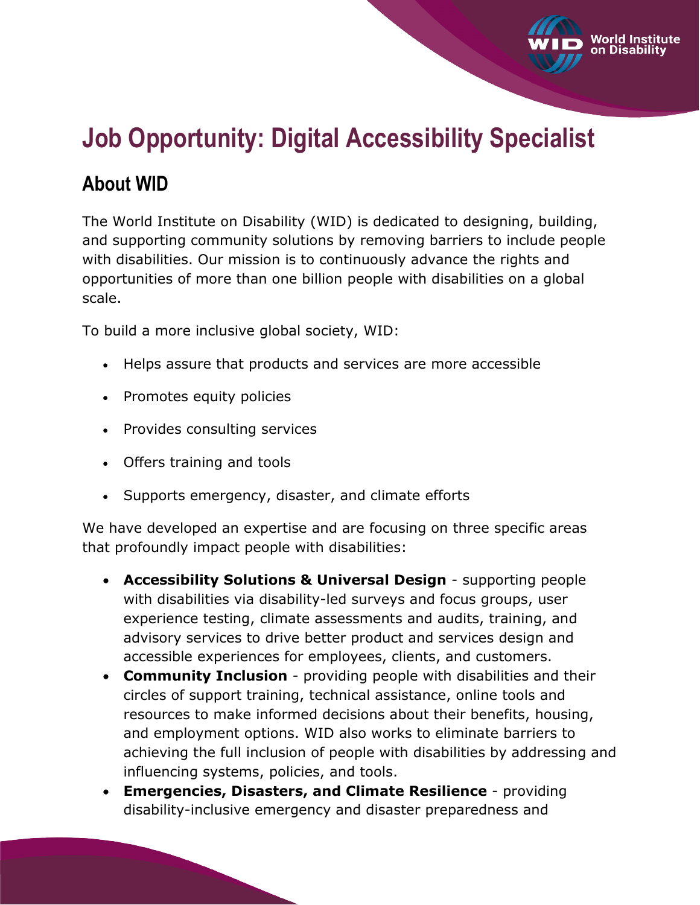# Job Opportunity: Digital Accessibility Specialist

## About WID

The World Institute on Disability (WID) is dedicated to designing, building, and supporting community solutions by removing barriers to include people with disabilities. Our mission is to continuously advance the rights and opportunities of more than one billion people with disabilities on a global scale.

To build a more inclusive global society, WID:

- Helps assure that products and services are more accessible
- Promotes equity policies
- Provides consulting services
- Offers training and tools
- Supports emergency, disaster, and climate efforts

We have developed an expertise and are focusing on three specific areas that profoundly impact people with disabilities:

- **Accessibility Solutions & Universal Design** - supporting people with disabilities via disability-led surveys and focus groups, user experience testing, climate assessments and audits, training, and advisory services to drive better product and services design and accessible experiences for employees, clients, and customers.
- **Community Inclusion** - providing people with disabilities and their circles of support training, technical assistance, online tools and resources to make informed decisions about their benefits, housing, and employment options. WID also works to eliminate barriers to achieving the full inclusion of people with disabilities by addressing and influencing systems, policies, and tools.
- **Emergencies, Disasters, and Climate Resilience** - providing disability-inclusive emergency and disaster preparedness and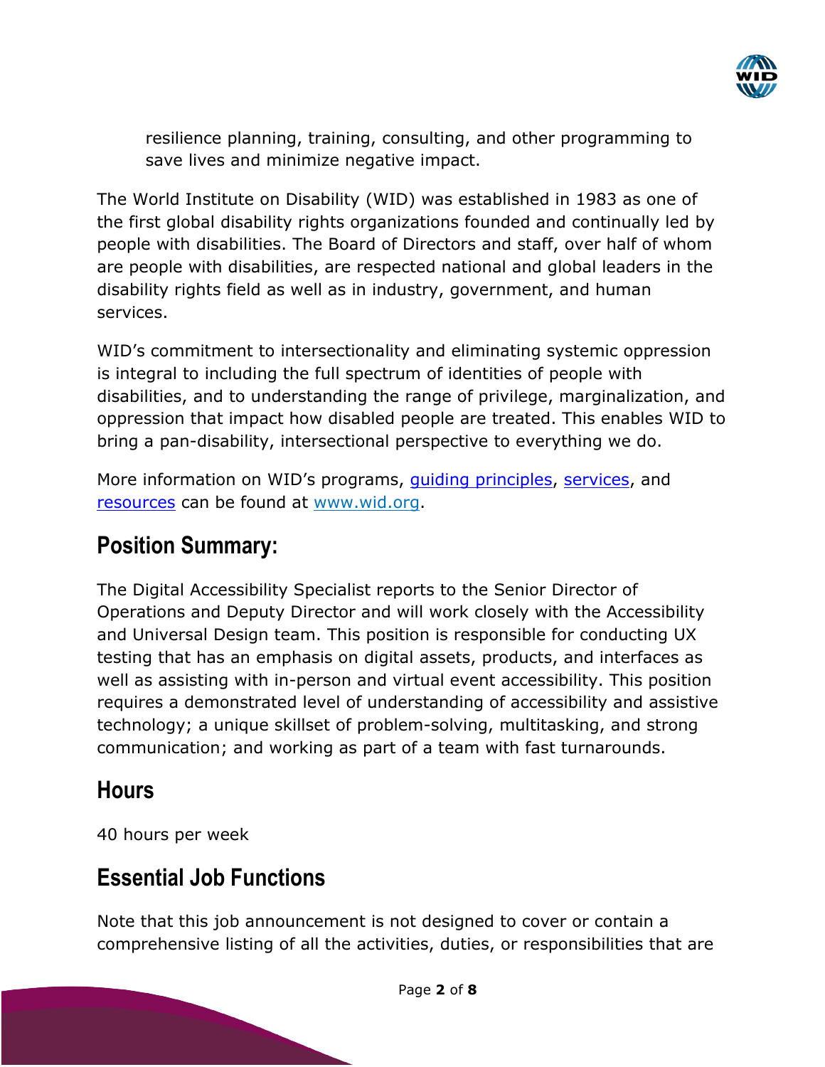resilience planning, training, consulting, and other programming to save lives and minimize negative impact.

The World Institute on Disability (WID) was established in 1983 as one of the first global disability rights organizations founded and continually led by people with disabilities. The Board of Directors and staff, over half of whom are people with disabilities, are respected national and global leaders in the disability rights field as well as in industry, government, and human services.

WID's commitment to intersectionality and eliminating systemic oppression is integral to including the full spectrum of identities of people with disabilities, and to understanding the range of privilege, marginalization, and oppression that impact how disabled people are treated. This enables WID to bring a pan-disability, intersectional perspective to everything we do.

More information on WID's programs, guiding principles, services, and resources can be found at www.wid.org.

## Position Summary:

The Digital Accessibility Specialist reports to the Senior Director of Operations and Deputy Director and will work closely with the Accessibility and Universal Design team. This position is responsible for conducting UX testing that has an emphasis on digital assets, products, and interfaces as well as assisting with in-person and virtual event accessibility. This position requires a demonstrated level of understanding of accessibility and assistive technology; a unique skillset of problem-solving, multitasking, and strong communication; and working as part of a team with fast turnarounds.

## Hours

40 hours per week

## Essential Job Functions

Note that this job announcement is not designed to cover or contain a comprehensive listing of all the activities, duties, or responsibilities that are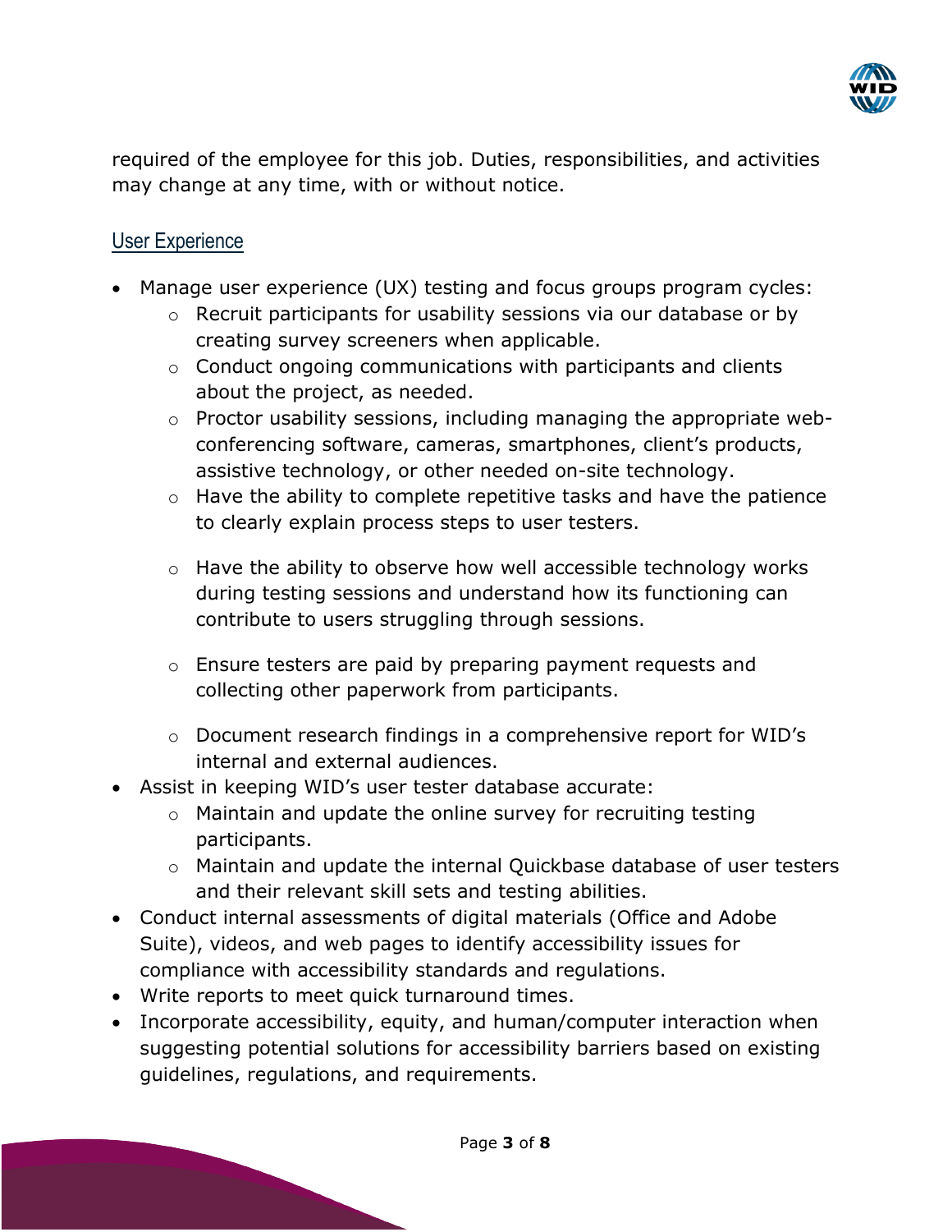required of the employee for this job. Duties, responsibilities, and activities may change at any time, with or without notice.

## User Experience

- Manage user experience (UX) testing and focus groups program cycles:
    - Recruit participants for usability sessions via our database or by creating survey screeners when applicable.
    - Conduct ongoing communications with participants and clients about the project, as needed.
    - Proctor usability sessions, including managing the appropriate web-conferencing software, cameras, smartphones, client's products, assistive technology, or other needed on-site technology.
    - Have the ability to complete repetitive tasks and have the patience to clearly explain process steps to user testers.
    - Have the ability to observe how well accessible technology works during testing sessions and understand how its functioning can contribute to users struggling through sessions.
    - Ensure testers are paid by preparing payment requests and collecting other paperwork from participants.
    - Document research findings in a comprehensive report for WID's internal and external audiences.
- Assist in keeping WID's user tester database accurate:
    - Maintain and update the online survey for recruiting testing participants.
    - Maintain and update the internal Quickbase database of user testers and their relevant skill sets and testing abilities.
- Conduct internal assessments of digital materials (Office and Adobe Suite), videos, and web pages to identify accessibility issues for compliance with accessibility standards and regulations.
- Write reports to meet quick turnaround times.
- Incorporate accessibility, equity, and human/computer interaction when suggesting potential solutions for accessibility barriers based on existing guidelines, regulations, and requirements.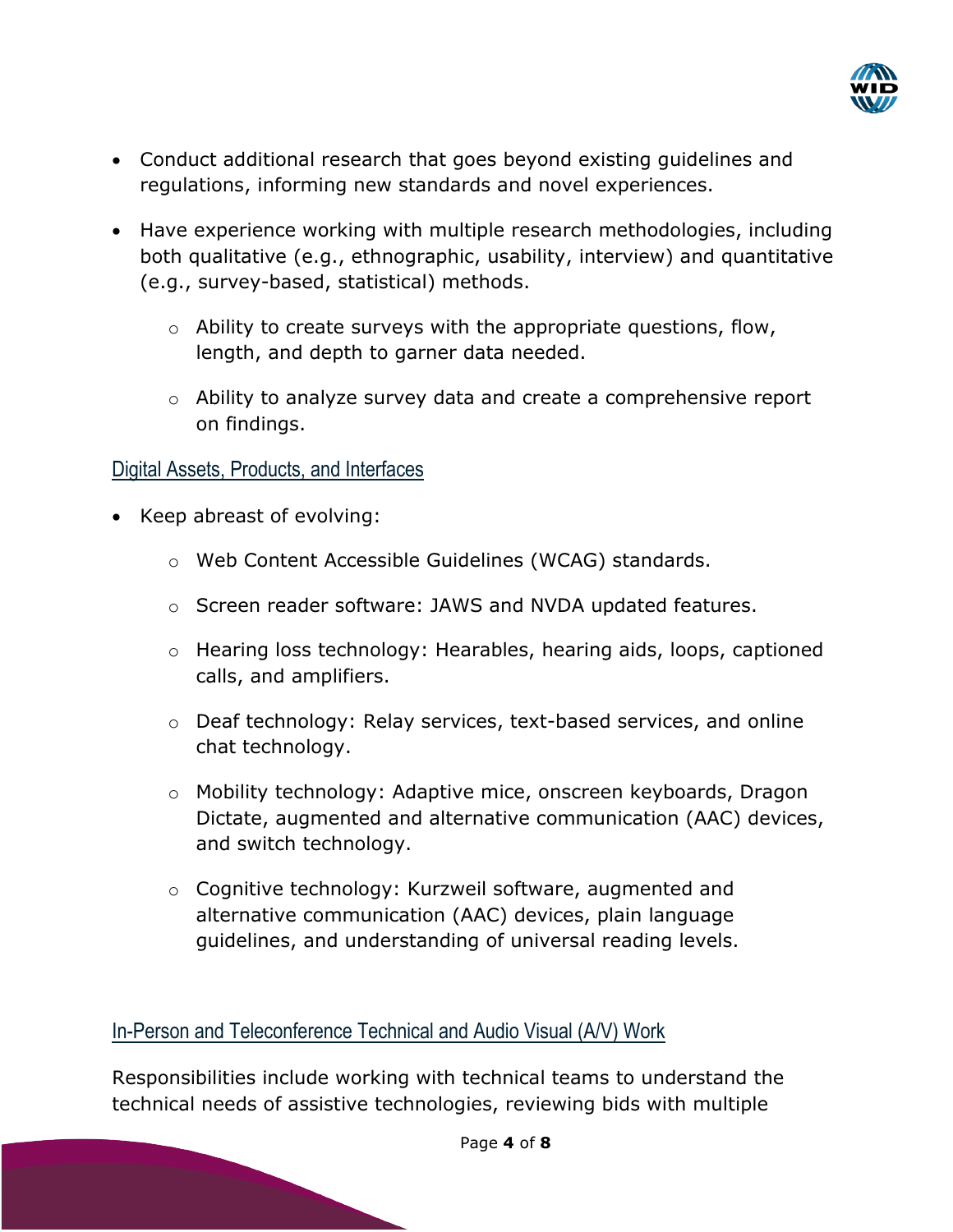- Conduct additional research that goes beyond existing guidelines and regulations, informing new standards and novel experiences.
- Have experience working with multiple research methodologies, including both qualitative (e.g., ethnographic, usability, interview) and quantitative (e.g., survey-based, statistical) methods.
  - Ability to create surveys with the appropriate questions, flow, length, and depth to garner data needed.
  - Ability to analyze survey data and create a comprehensive report on findings.

### Digital Assets, Products, and Interfaces

- Keep abreast of evolving:
  - Web Content Accessible Guidelines (WCAG) standards.
  - Screen reader software: JAWS and NVDA updated features.
  - Hearing loss technology: Hearables, hearing aids, loops, captioned calls, and amplifiers.
  - Deaf technology: Relay services, text-based services, and online chat technology.
  - Mobility technology: Adaptive mice, onscreen keyboards, Dragon Dictate, augmented and alternative communication (AAC) devices, and switch technology.
  - Cognitive technology: Kurzweil software, augmented and alternative communication (AAC) devices, plain language guidelines, and understanding of universal reading levels.

### In-Person and Teleconference Technical and Audio Visual (A/V) Work

Responsibilities include working with technical teams to understand the technical needs of assistive technologies, reviewing bids with multiple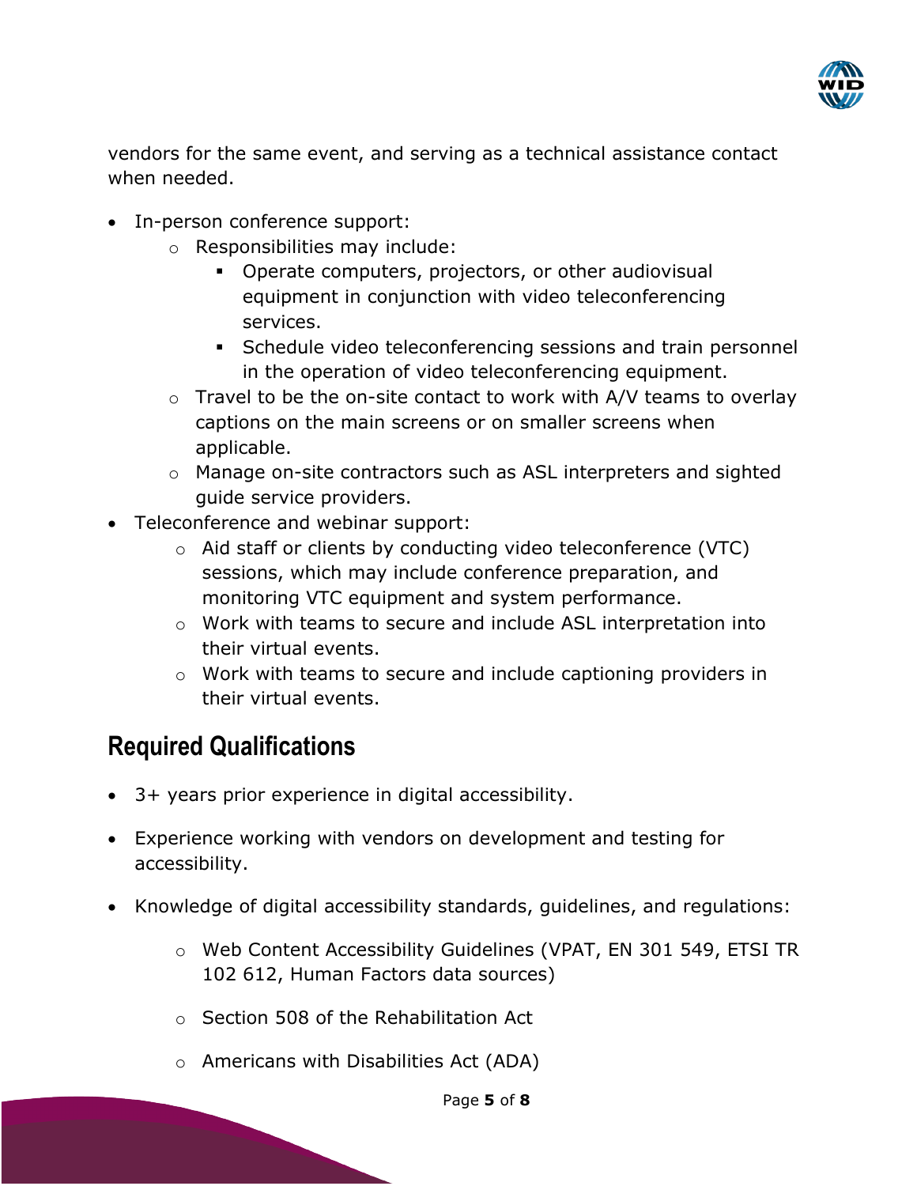vendors for the same event, and serving as a technical assistance contact when needed.

- In-person conference support:
    - Responsibilities may include:
        - Operate computers, projectors, or other audiovisual equipment in conjunction with video teleconferencing services.
        - Schedule video teleconferencing sessions and train personnel in the operation of video teleconferencing equipment.
    - Travel to be the on-site contact to work with A/V teams to overlay captions on the main screens or on smaller screens when applicable.
    - Manage on-site contractors such as ASL interpreters and sighted guide service providers.
- Teleconference and webinar support:
    - Aid staff or clients by conducting video teleconference (VTC) sessions, which may include conference preparation, and monitoring VTC equipment and system performance.
    - Work with teams to secure and include ASL interpretation into their virtual events.
    - Work with teams to secure and include captioning providers in their virtual events.

## Required Qualifications

- 3+ years prior experience in digital accessibility.
- Experience working with vendors on development and testing for accessibility.
- Knowledge of digital accessibility standards, guidelines, and regulations:
    - Web Content Accessibility Guidelines (VPAT, EN 301 549, ETSI TR 102 612, Human Factors data sources)
    - Section 508 of the Rehabilitation Act
    - Americans with Disabilities Act (ADA)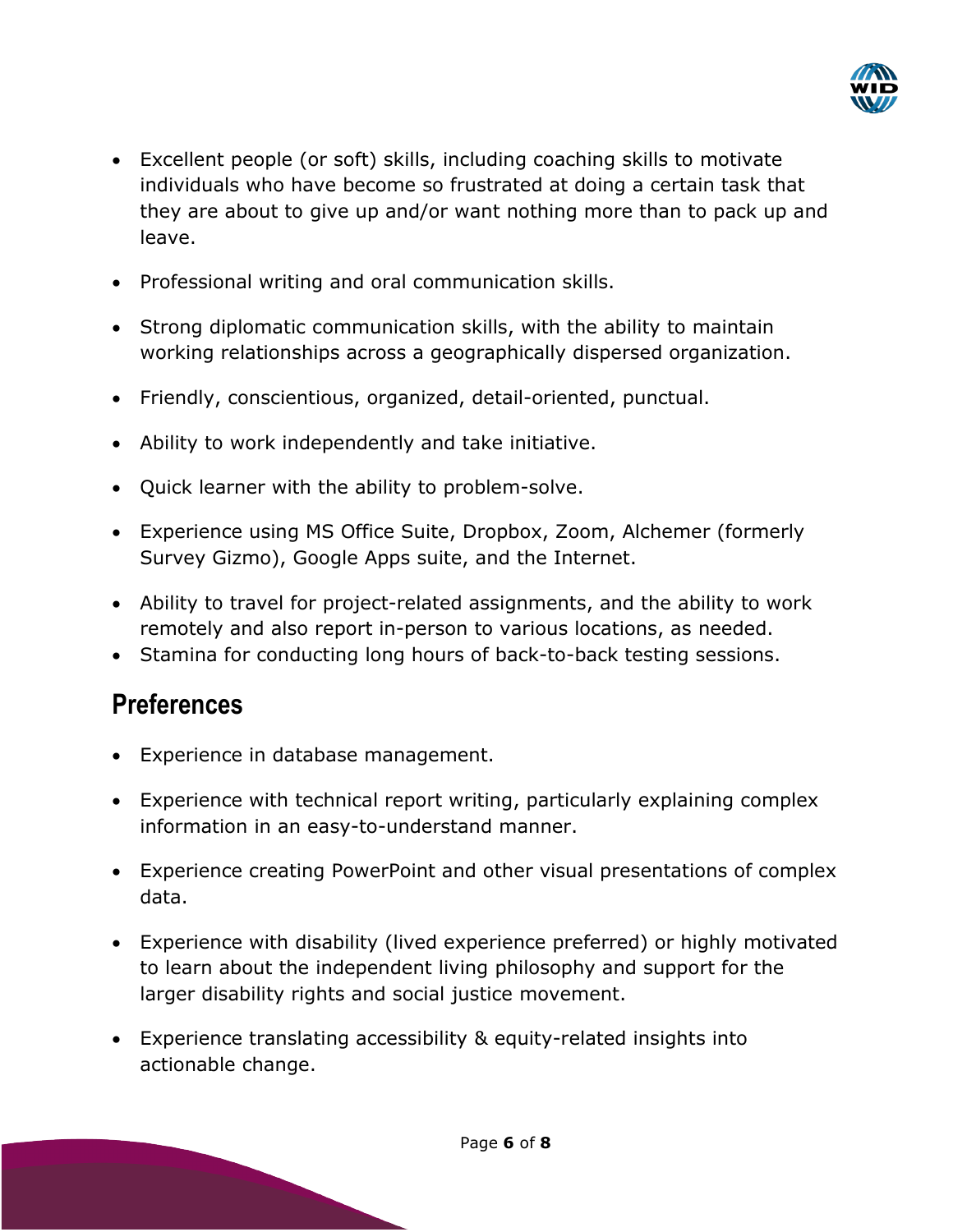- Excellent people (or soft) skills, including coaching skills to motivate individuals who have become so frustrated at doing a certain task that they are about to give up and/or want nothing more than to pack up and leave.

- Professional writing and oral communication skills.

- Strong diplomatic communication skills, with the ability to maintain working relationships across a geographically dispersed organization.

- Friendly, conscientious, organized, detail-oriented, punctual.

- Ability to work independently and take initiative.

- Quick learner with the ability to problem-solve.

- Experience using MS Office Suite, Dropbox, Zoom, Alchemer (formerly Survey Gizmo), Google Apps suite, and the Internet.

- Ability to travel for project-related assignments, and the ability to work remotely and also report in-person to various locations, as needed.
- Stamina for conducting long hours of back-to-back testing sessions.

## Preferences

- Experience in database management.

- Experience with technical report writing, particularly explaining complex information in an easy-to-understand manner.

- Experience creating PowerPoint and other visual presentations of complex data.

- Experience with disability (lived experience preferred) or highly motivated to learn about the independent living philosophy and support for the larger disability rights and social justice movement.

- Experience translating accessibility & equity-related insights into actionable change.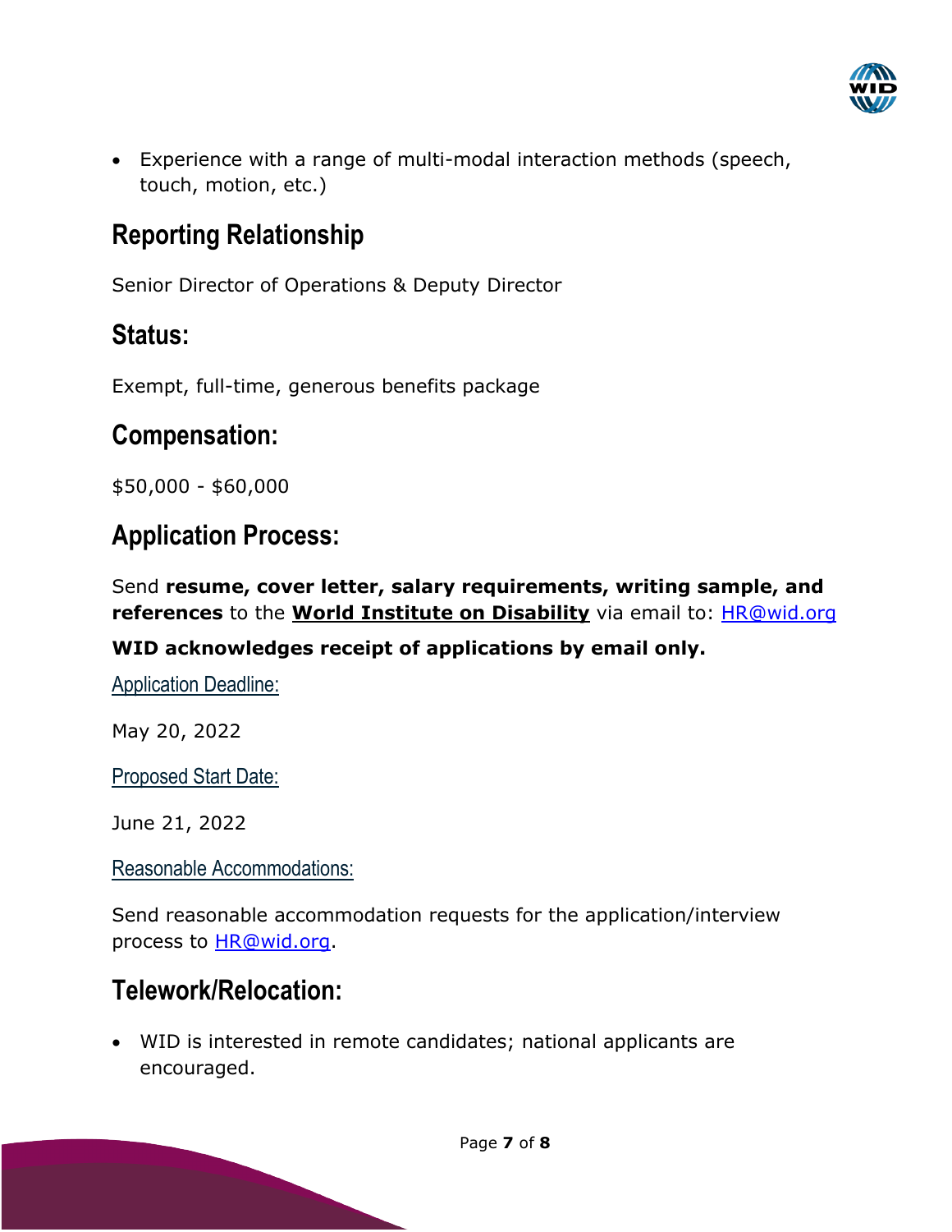- Experience with a range of multi-modal interaction methods (speech, touch, motion, etc.)

## Reporting Relationship

Senior Director of Operations & Deputy Director

## Status:

Exempt, full-time, generous benefits package

## Compensation:

$50,000 - $60,000

## Application Process:

Send **resume, cover letter, salary requirements, writing sample, and references** to the **World Institute on Disability** via email to: HR@wid.org

**WID acknowledges receipt of applications by email only.**

### Application Deadline:

May 20, 2022

### Proposed Start Date:

June 21, 2022

### Reasonable Accommodations:

Send reasonable accommodation requests for the application/interview process to HR@wid.org.

## Telework/Relocation:

- WID is interested in remote candidates; national applicants are encouraged.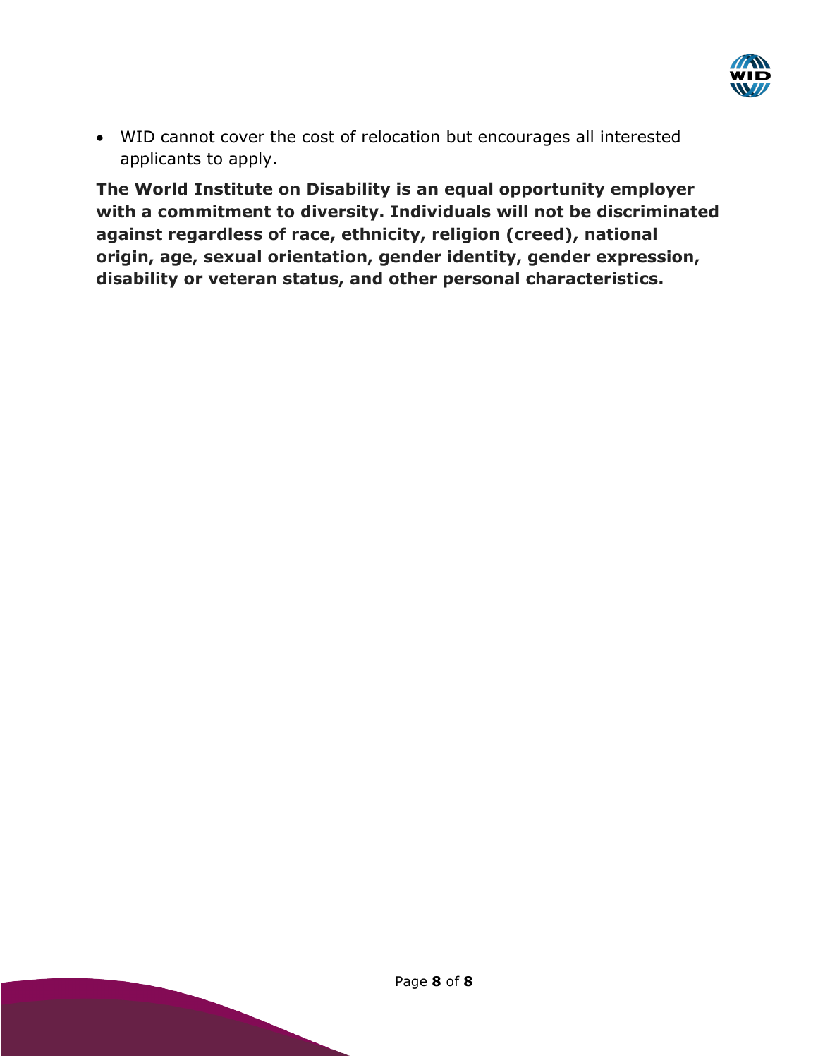- WID cannot cover the cost of relocation but encourages all interested applicants to apply.

**The World Institute on Disability is an equal opportunity employer with a commitment to diversity. Individuals will not be discriminated against regardless of race, ethnicity, religion (creed), national origin, age, sexual orientation, gender identity, gender expression, disability or veteran status, and other personal characteristics.**